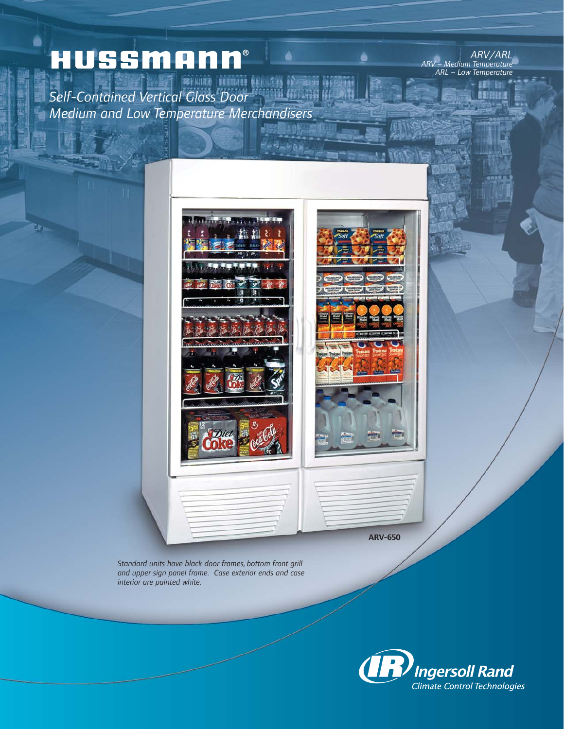# HUSSMANN®

*ARV/ARL*
*ARV – Medium Temperature*
*ARL – Low Temperature*

*Self-Contained Vertical Glass Door Medium and Low Temperature Merchandisers*

**ARV-650**

*Standard units have black door frames, bottom front grill and upper sign panel frame. Case exterior ends and case interior are painted white.*

Ingersoll Rand
*Climate Control Technologies*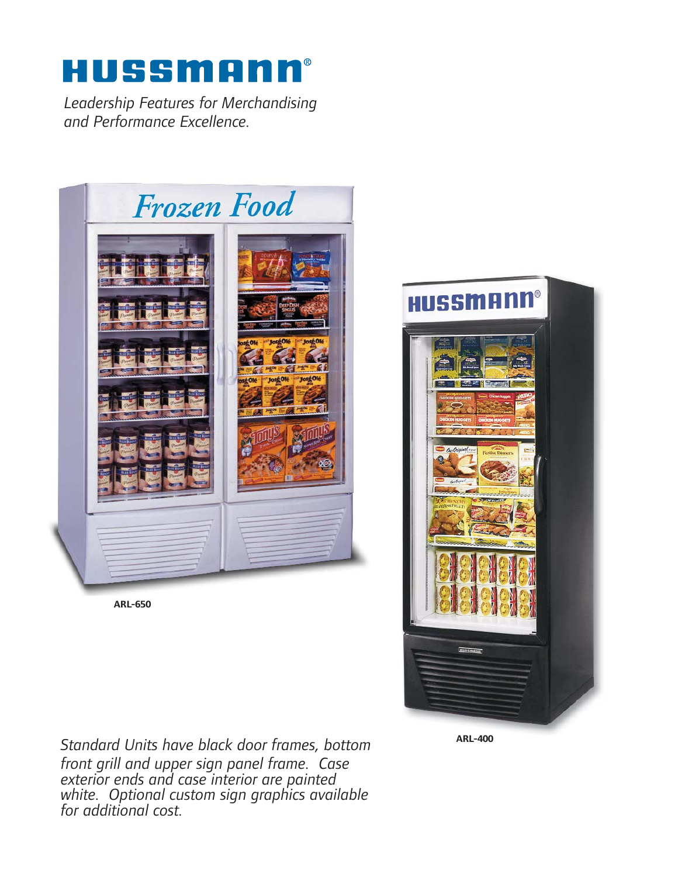# HUSSMANN®

*Leadership Features for Merchandising and Performance Excellence.*

**ARL-650**

**ARL-400**

*Standard Units have black door frames, bottom front grill and upper sign panel frame. Case exterior ends and case interior are painted white. Optional custom sign graphics available for additional cost.*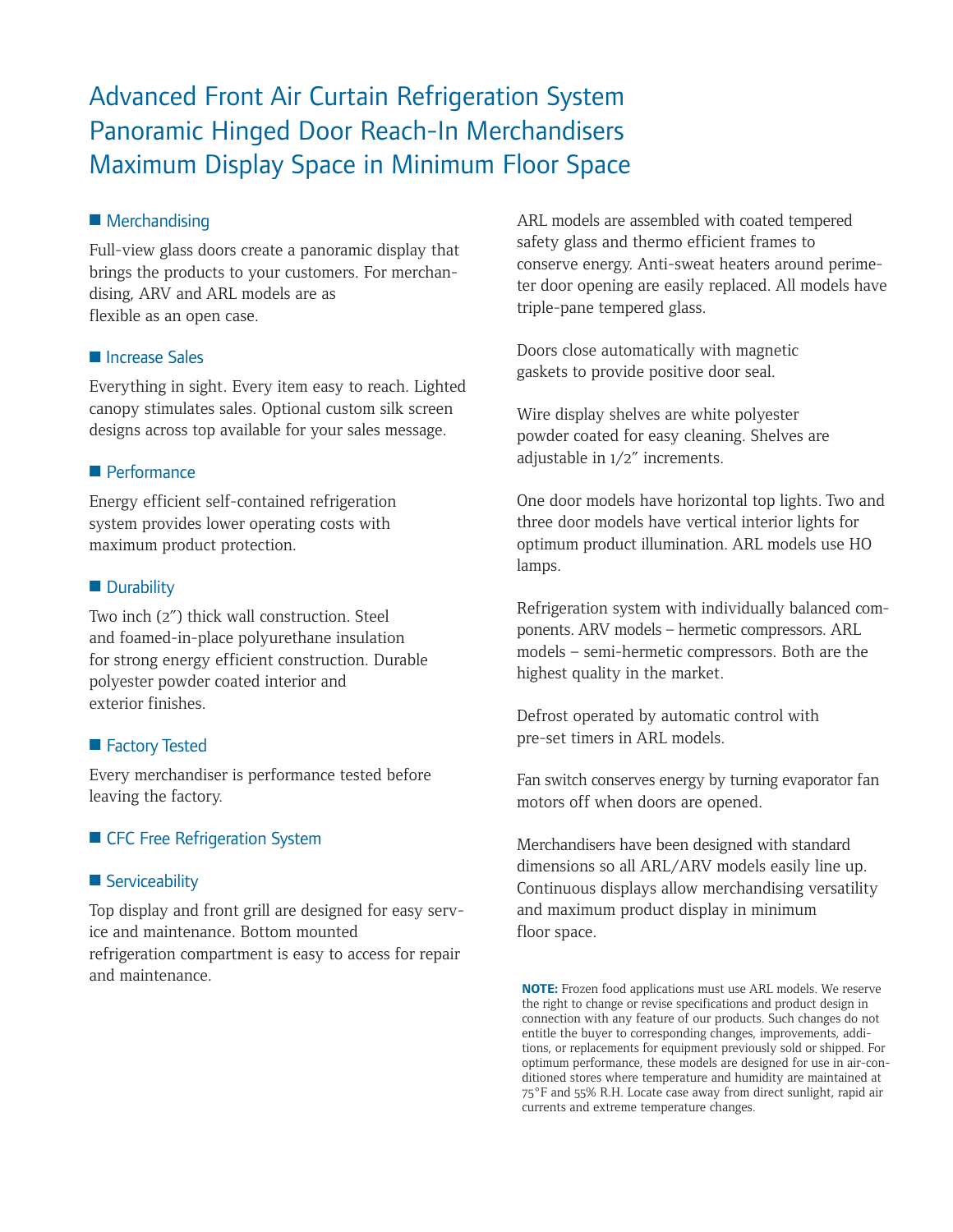# Advanced Front Air Curtain Refrigeration System
# Panoramic Hinged Door Reach-In Merchandisers
# Maximum Display Space in Minimum Floor Space

## Merchandising

Full-view glass doors create a panoramic display that brings the products to your customers. For merchandising, ARV and ARL models are as flexible as an open case.

## Increase Sales

Everything in sight. Every item easy to reach. Lighted canopy stimulates sales. Optional custom silk screen designs across top available for your sales message.

## Performance

Energy efficient self-contained refrigeration system provides lower operating costs with maximum product protection.

## Durability

Two inch (2″) thick wall construction. Steel and foamed-in-place polyurethane insulation for strong energy efficient construction. Durable polyester powder coated interior and exterior finishes.

## Factory Tested

Every merchandiser is performance tested before leaving the factory.

## CFC Free Refrigeration System

## Serviceability

Top display and front grill are designed for easy service and maintenance. Bottom mounted refrigeration compartment is easy to access for repair and maintenance.

ARL models are assembled with coated tempered safety glass and thermo efficient frames to conserve energy. Anti-sweat heaters around perimeter door opening are easily replaced. All models have triple-pane tempered glass.

Doors close automatically with magnetic gaskets to provide positive door seal.

Wire display shelves are white polyester powder coated for easy cleaning. Shelves are adjustable in 1/2″ increments.

One door models have horizontal top lights. Two and three door models have vertical interior lights for optimum product illumination. ARL models use HO lamps.

Refrigeration system with individually balanced components. ARV models – hermetic compressors. ARL models – semi-hermetic compressors. Both are the highest quality in the market.

Defrost operated by automatic control with pre-set timers in ARL models.

Fan switch conserves energy by turning evaporator fan motors off when doors are opened.

Merchandisers have been designed with standard dimensions so all ARL/ARV models easily line up. Continuous displays allow merchandising versatility and maximum product display in minimum floor space.

**NOTE:** Frozen food applications must use ARL models. We reserve the right to change or revise specifications and product design in connection with any feature of our products. Such changes do not entitle the buyer to corresponding changes, improvements, additions, or replacements for equipment previously sold or shipped. For optimum performance, these models are designed for use in air-conditioned stores where temperature and humidity are maintained at 75°F and 55% R.H. Locate case away from direct sunlight, rapid air currents and extreme temperature changes.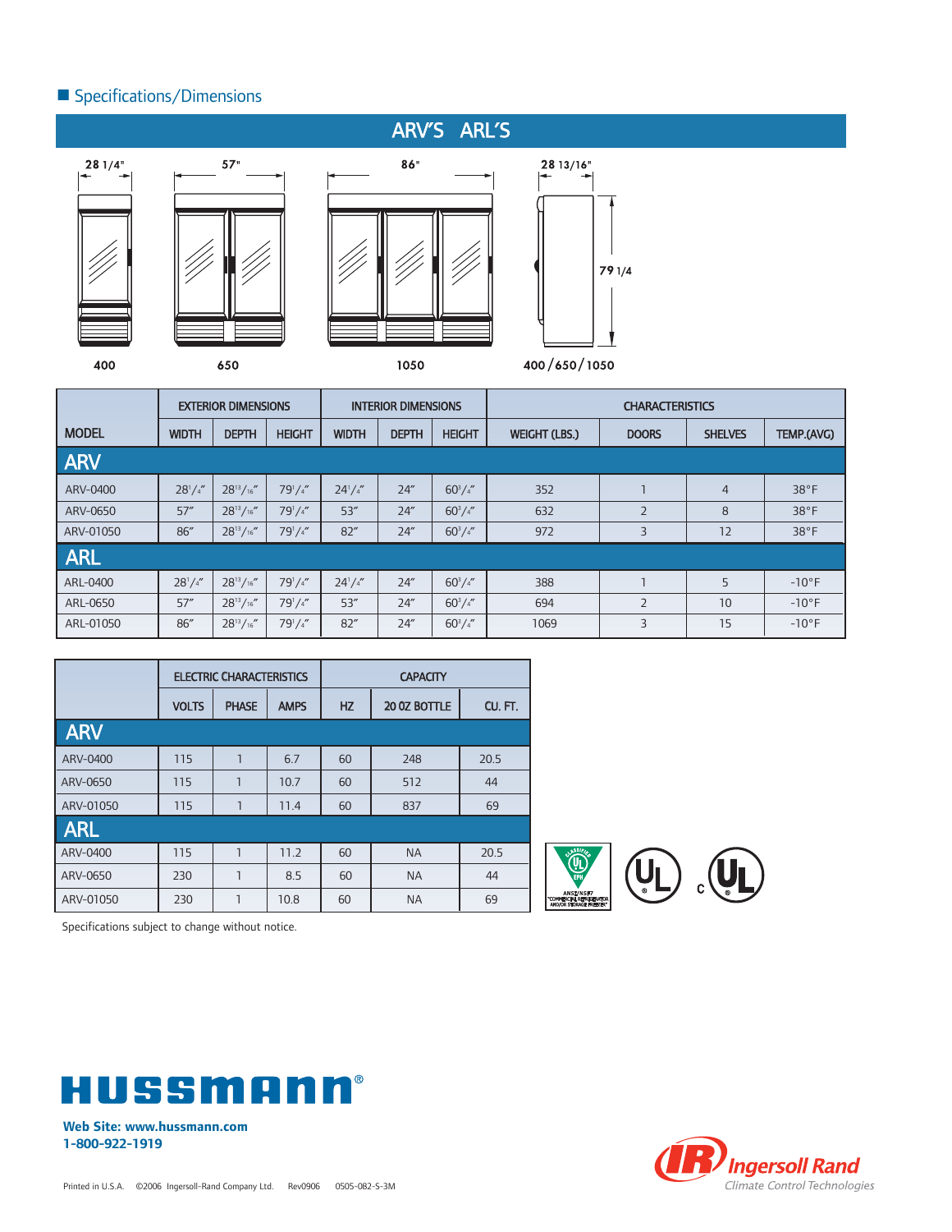## Specifications/Dimensions

### ARV'S ARL'S

28 1/4"

57"

86"

28 13/16"

79 1/4

400

650

1050

400 / 650 / 1050

| MODEL | EXTERIOR DIMENSIONS | | | INTERIOR DIMENSIONS | | | CHARACTERISTICS | | | |
|---|---|---|---|---|---|---|---|---|---|---|
| | WIDTH | DEPTH | HEIGHT | WIDTH | DEPTH | HEIGHT | WEIGHT (LBS.) | DOORS | SHELVES | TEMP.(AVG) |
| **ARV** | | | | | | | | | | |
| ARV-0400 | 28 1/4" | 28 13/16" | 79 1/4" | 24 1/4" | 24" | 60 1/4" | 352 | 1 | 4 | 38°F |
| ARV-0650 | 57" | 28 13/16" | 79 1/4" | 53" | 24" | 60 1/4" | 632 | 2 | 8 | 38°F |
| ARV-01050 | 86" | 28 13/16" | 79 1/4" | 82" | 24" | 60 1/4" | 972 | 3 | 12 | 38°F |
| **ARL** | | | | | | | | | | |
| ARL-0400 | 28 1/4" | 28 13/16" | 79 1/4" | 24 1/4" | 24" | 60 1/4" | 388 | 1 | 5 | -10°F |
| ARL-0650 | 57" | 28 13/16" | 79 1/4" | 53" | 24" | 60 1/4" | 694 | 2 | 10 | -10°F |
| ARL-01050 | 86" | 28 13/16" | 79 1/4" | 82" | 24" | 60 1/4" | 1069 | 3 | 15 | -10°F |

| | ELECTRIC CHARACTERISTICS | | | CAPACITY | | |
|---|---|---|---|---|---|---|
| | VOLTS | PHASE | AMPS | HZ | 20 OZ BOTTLE | CU. FT. |
| **ARV** | | | | | | |
| ARV-0400 | 115 | 1 | 6.7 | 60 | 248 | 20.5 |
| ARV-0650 | 115 | 1 | 10.7 | 60 | 512 | 44 |
| ARV-01050 | 115 | 1 | 11.4 | 60 | 837 | 69 |
| **ARL** | | | | | | |
| ARV-0400 | 115 | 1 | 11.2 | 60 | NA | 20.5 |
| ARV-0650 | 230 | 1 | 8.5 | 60 | NA | 44 |
| ARV-01050 | 230 | 1 | 10.8 | 60 | NA | 69 |

Specifications subject to change without notice.

ANSI/NSF7 "COMMERCIAL REFRIGERATOR AND/OR STORAGE FREEZER"

HUSSMANN®

**Web Site: www.hussmann.com**
**1-800-922-1919**

Ingersoll Rand
Climate Control Technologies

Printed in U.S.A. ©2006 Ingersoll-Rand Company Ltd. Rev0906 0505-082-5-3M